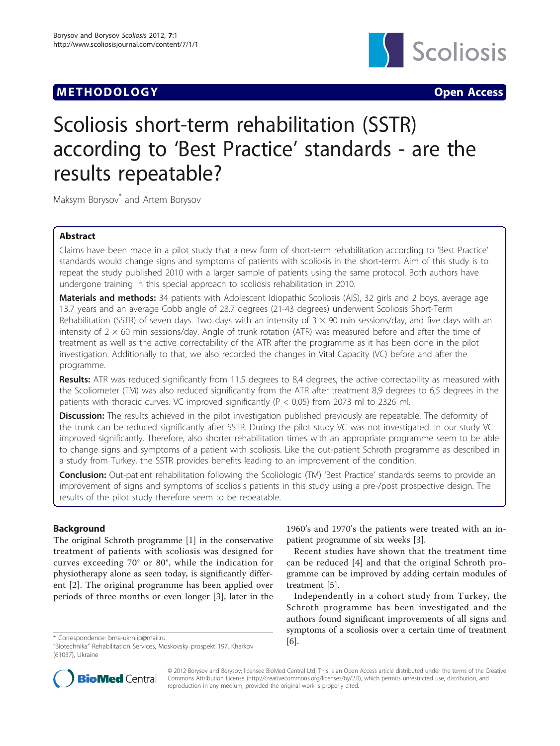**METHODOLOGY** **Open Access**

# Scoliosis short-term rehabilitation (SSTR) according to 'Best Practice' standards - are the results repeatable?

Maksym Borysov* and Artem Borysov

## Abstract

Claims have been made in a pilot study that a new form of short-term rehabilitation according to 'Best Practice' standards would change signs and symptoms of patients with scoliosis in the short-term. Aim of this study is to repeat the study published 2010 with a larger sample of patients using the same protocol. Both authors have undergone training in this special approach to scoliosis rehabilitation in 2010.

**Materials and methods:** 34 patients with Adolescent Idiopathic Scoliosis (AIS), 32 girls and 2 boys, average age 13.7 years and an average Cobb angle of 28.7 degrees (21-43 degrees) underwent Scoliosis Short-Term Rehabilitation (SSTR) of seven days. Two days with an intensity of $3 \times 90$ min sessions/day, and five days with an intensity of $2 \times 60$ min sessions/day. Angle of trunk rotation (ATR) was measured before and after the time of treatment as well as the active correctability of the ATR after the programme as it has been done in the pilot investigation. Additionally to that, we also recorded the changes in Vital Capacity (VC) before and after the programme.

**Results:** ATR was reduced significantly from 11,5 degrees to 8,4 degrees, the active correctability as measured with the Scoliometer (TM) was also reduced significantly from the ATR after treatment 8,9 degrees to 6,5 degrees in the patients with thoracic curves. VC improved significantly ($P < 0,05$) from 2073 ml to 2326 ml.

**Discussion:** The results achieved in the pilot investigation published previously are repeatable. The deformity of the trunk can be reduced significantly after SSTR. During the pilot study VC was not investigated. In our study VC improved significantly. Therefore, also shorter rehabilitation times with an appropriate programme seem to be able to change signs and symptoms of a patient with scoliosis. Like the out-patient Schroth programme as described in a study from Turkey, the SSTR provides benefits leading to an improvement of the condition.

**Conclusion:** Out-patient rehabilitation following the Scoliologic (TM) 'Best Practice' standards seems to provide an improvement of signs and symptoms of scoliosis patients in this study using a pre-/post prospective design. The results of the pilot study therefore seem to be repeatable.

## Background

The original Schroth programme [1] in the conservative treatment of patients with scoliosis was designed for curves exceeding 70° or 80°, while the indication for physiotherapy alone as seen today, is significantly different [2]. The original programme has been applied over periods of three months or even longer [3], later in the 1960's and 1970's the patients were treated with an in-patient programme of six weeks [3].

Recent studies have shown that the treatment time can be reduced [4] and that the original Schroth programme can be improved by adding certain modules of treatment [5].

Independently in a cohort study from Turkey, the Schroth programme has been investigated and the authors found significant improvements of all signs and symptoms of a scoliosis over a certain time of treatment [6].

* Correspondence: bma-ukrniip@mail.ru
"Biotechnika" Rehabilitation Services, Moskovsky prospekt 197, Kharkov (61037), Ukraine

© 2012 Borysov and Borysov; licensee BioMed Central Ltd. This is an Open Access article distributed under the terms of the Creative Commons Attribution License (http://creativecommons.org/licenses/by/2.0), which permits unrestricted use, distribution, and reproduction in any medium, provided the original work is properly cited.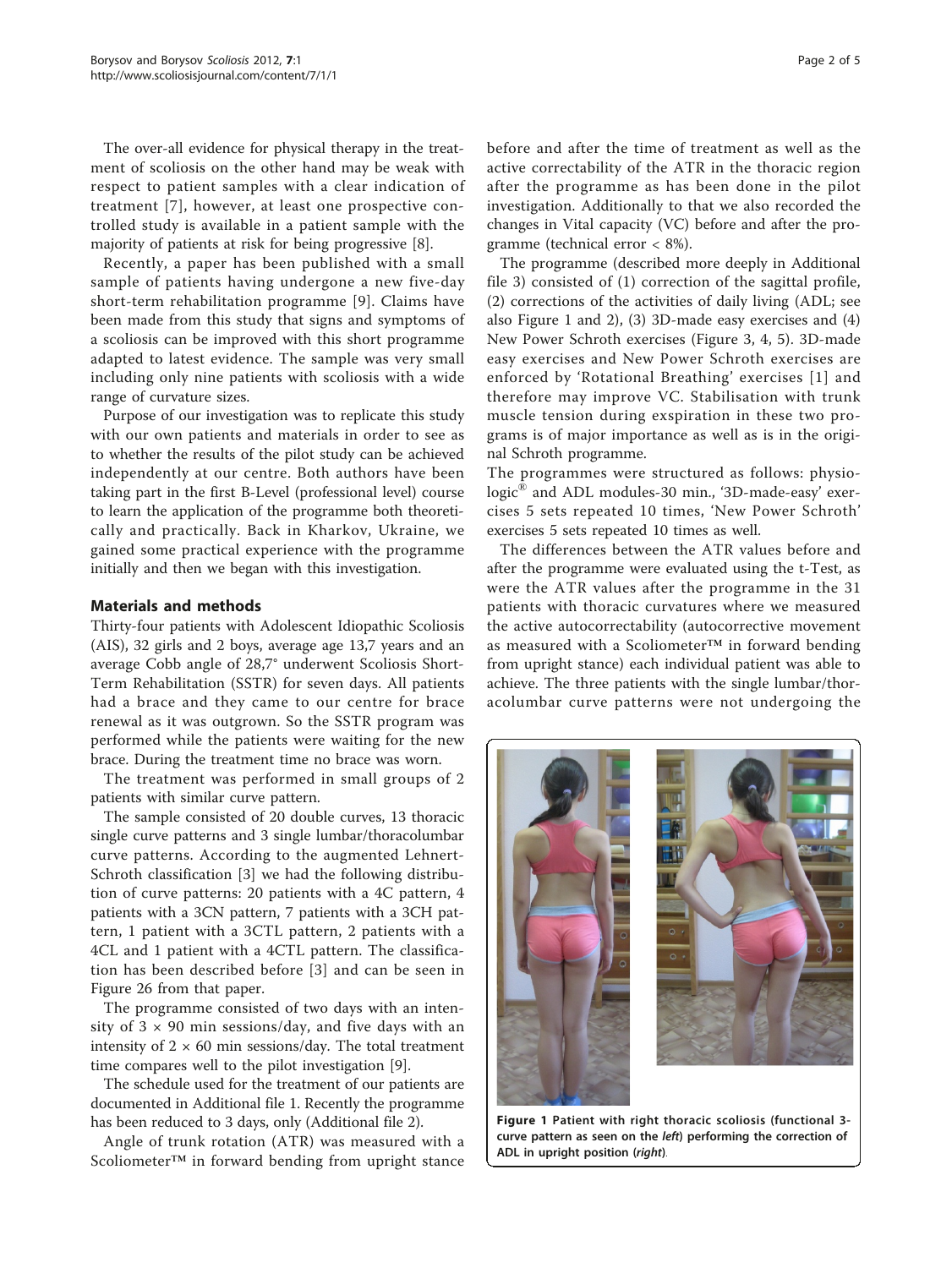The over-all evidence for physical therapy in the treatment of scoliosis on the other hand may be weak with respect to patient samples with a clear indication of treatment [7], however, at least one prospective controlled study is available in a patient sample with the majority of patients at risk for being progressive [8].

Recently, a paper has been published with a small sample of patients having undergone a new five-day short-term rehabilitation programme [9]. Claims have been made from this study that signs and symptoms of a scoliosis can be improved with this short programme adapted to latest evidence. The sample was very small including only nine patients with scoliosis with a wide range of curvature sizes.

Purpose of our investigation was to replicate this study with our own patients and materials in order to see as to whether the results of the pilot study can be achieved independently at our centre. Both authors have been taking part in the first B-Level (professional level) course to learn the application of the programme both theoretically and practically. Back in Kharkov, Ukraine, we gained some practical experience with the programme initially and then we began with this investigation.

## Materials and methods

Thirty-four patients with Adolescent Idiopathic Scoliosis (AIS), 32 girls and 2 boys, average age 13,7 years and an average Cobb angle of 28,7° underwent Scoliosis Short-Term Rehabilitation (SSTR) for seven days. All patients had a brace and they came to our centre for brace renewal as it was outgrown. So the SSTR program was performed while the patients were waiting for the new brace. During the treatment time no brace was worn.

The treatment was performed in small groups of 2 patients with similar curve pattern.

The sample consisted of 20 double curves, 13 thoracic single curve patterns and 3 single lumbar/thoracolumbar curve patterns. According to the augmented Lehnert-Schroth classification [3] we had the following distribution of curve patterns: 20 patients with a 4C pattern, 4 patients with a 3CN pattern, 7 patients with a 3CH pattern, 1 patient with a 3CTL pattern, 2 patients with a 4CL and 1 patient with a 4CTL pattern. The classification has been described before [3] and can be seen in Figure 26 from that paper.

The programme consisted of two days with an intensity of 3 × 90 min sessions/day, and five days with an intensity of 2 × 60 min sessions/day. The total treatment time compares well to the pilot investigation [9].

The schedule used for the treatment of our patients are documented in Additional file 1. Recently the programme has been reduced to 3 days, only (Additional file 2).

Angle of trunk rotation (ATR) was measured with a Scoliometer™ in forward bending from upright stance before and after the time of treatment as well as the active correctability of the ATR in the thoracic region after the programme as has been done in the pilot investigation. Additionally to that we also recorded the changes in Vital capacity (VC) before and after the programme (technical error < 8%).

The programme (described more deeply in Additional file 3) consisted of (1) correction of the sagittal profile, (2) corrections of the activities of daily living (ADL; see also Figure 1 and 2), (3) 3D-made easy exercises and (4) New Power Schroth exercises (Figure 3, 4, 5). 3D-made easy exercises and New Power Schroth exercises are enforced by 'Rotational Breathing' exercises [1] and therefore may improve VC. Stabilisation with trunk muscle tension during exspiration in these two programs is of major importance as well as is in the original Schroth programme.

The programmes were structured as follows: physio-logic® and ADL modules-30 min., '3D-made-easy' exercises 5 sets repeated 10 times, 'New Power Schroth' exercises 5 sets repeated 10 times as well.

The differences between the ATR values before and after the programme were evaluated using the t-Test, as were the ATR values after the programme in the 31 patients with thoracic curvatures where we measured the active autocorrectability (autocorrective movement as measured with a Scoliometer™ in forward bending from upright stance) each individual patient was able to achieve. The three patients with the single lumbar/thoracolumbar curve patterns were not undergoing the

**Figure 1 Patient with right thoracic scoliosis (functional 3-curve pattern as seen on the *left*) performing the correction of ADL in upright position (*right*).**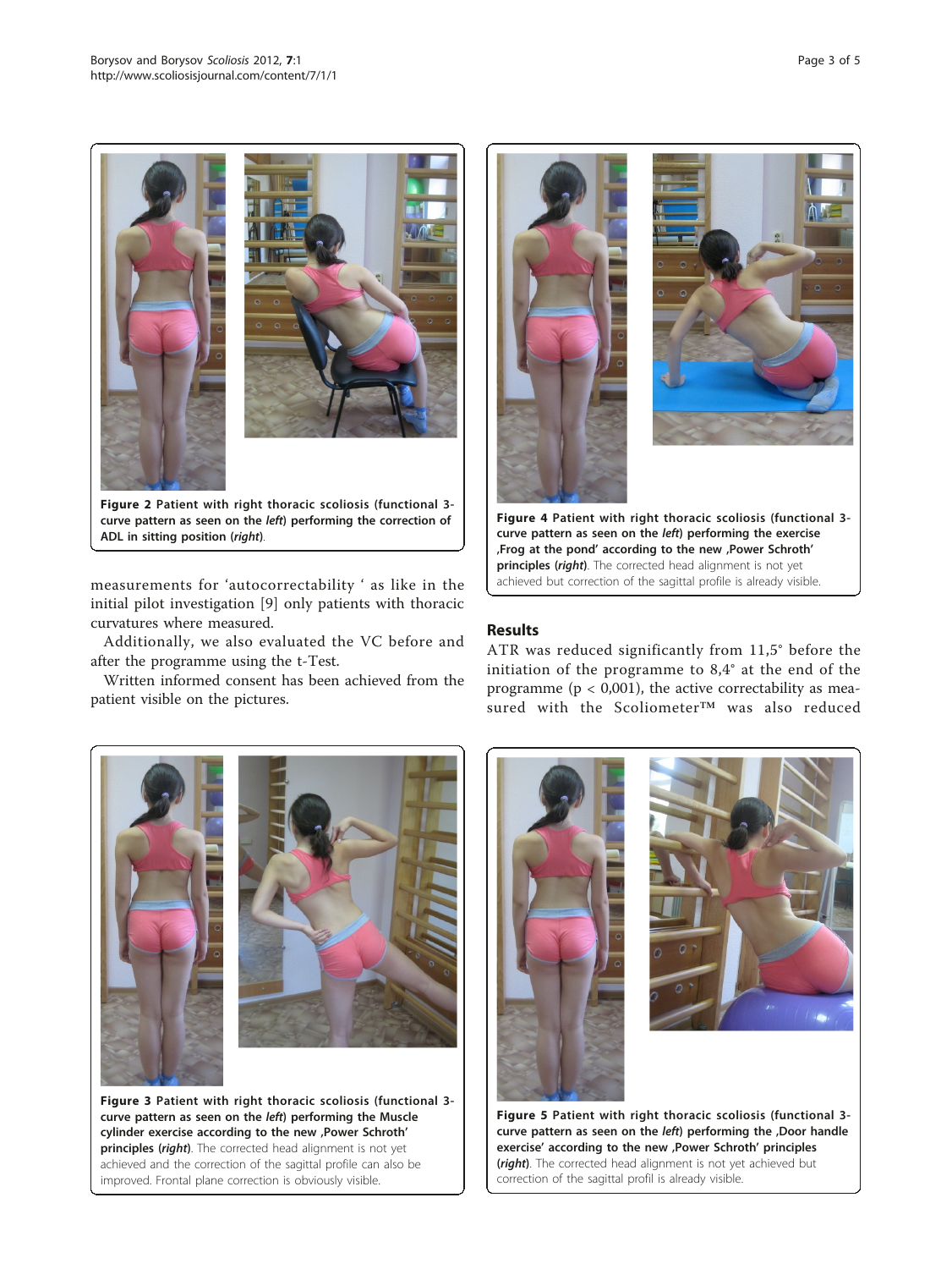**Figure 2 Patient with right thoracic scoliosis (functional 3-curve pattern as seen on the *left*) performing the correction of ADL in sitting position (*right*).**

measurements for 'autocorrectability ' as like in the initial pilot investigation [9] only patients with thoracic curvatures where measured.

Additionally, we also evaluated the VC before and after the programme using the t-Test.

Written informed consent has been achieved from the patient visible on the pictures.

**Figure 4 Patient with right thoracic scoliosis (functional 3-curve pattern as seen on the *left*) performing the exercise ‚Frog at the pond' according to the new ‚Power Schroth' principles (*right*).** The corrected head alignment is not yet achieved but correction of the sagittal profile is already visible.

## Results

ATR was reduced significantly from 11,5° before the initiation of the programme to 8,4° at the end of the programme ($p < 0{,}001$), the active correctability as measured with the Scoliometer™ was also reduced

**Figure 3 Patient with right thoracic scoliosis (functional 3-curve pattern as seen on the *left*) performing the Muscle cylinder exercise according to the new ‚Power Schroth' principles (*right*).** The corrected head alignment is not yet achieved and the correction of the sagittal profile can also be improved. Frontal plane correction is obviously visible.

**Figure 5 Patient with right thoracic scoliosis (functional 3-curve pattern as seen on the *left*) performing the ‚Door handle exercise' according to the new ‚Power Schroth' principles (*right*).** The corrected head alignment is not yet achieved but correction of the sagittal profil is already visible.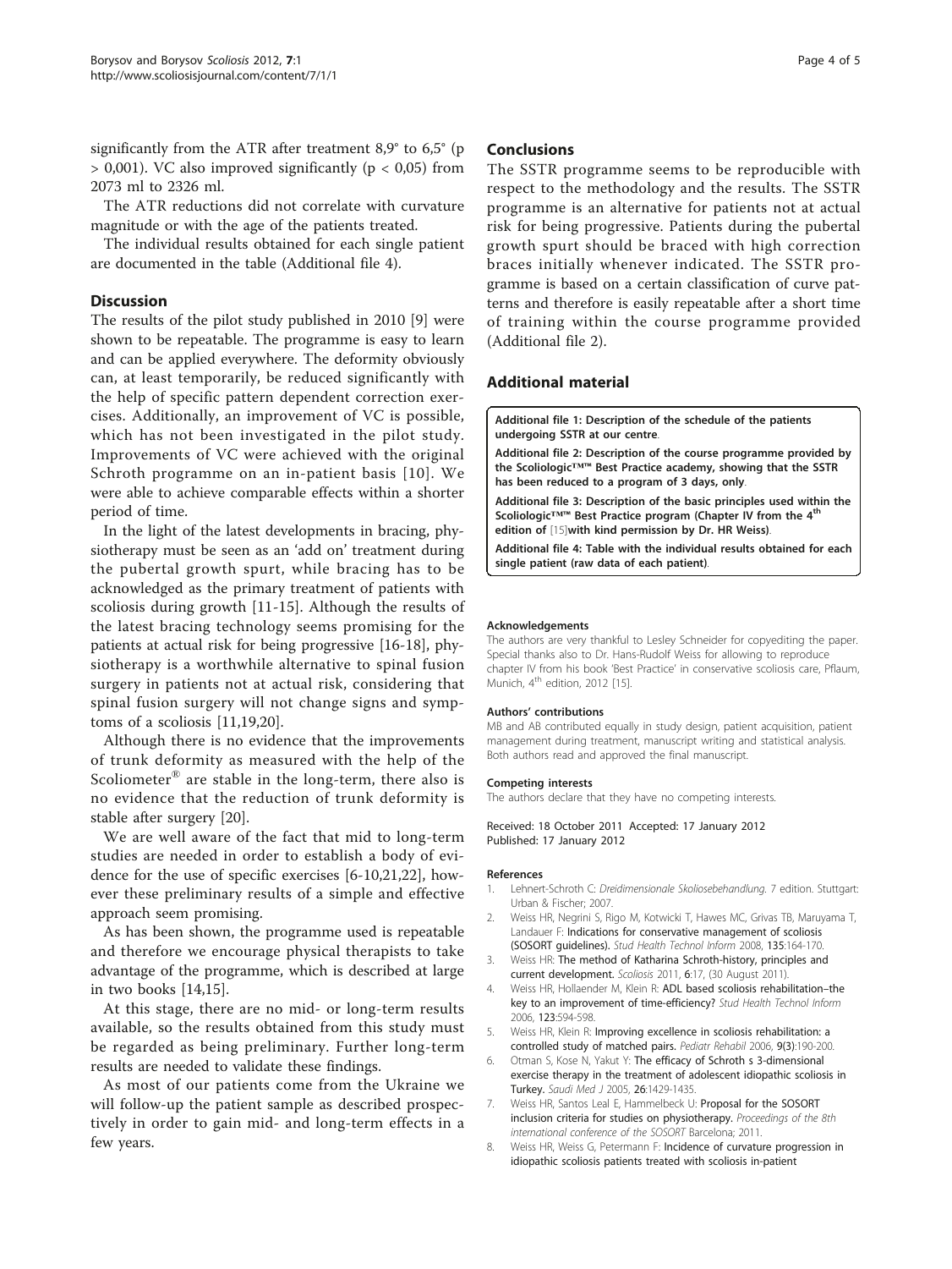significantly from the ATR after treatment 8,9° to 6,5° (p > 0,001). VC also improved significantly (p < 0,05) from 2073 ml to 2326 ml.

The ATR reductions did not correlate with curvature magnitude or with the age of the patients treated.

The individual results obtained for each single patient are documented in the table (Additional file 4).

## Discussion

The results of the pilot study published in 2010 [9] were shown to be repeatable. The programme is easy to learn and can be applied everywhere. The deformity obviously can, at least temporarily, be reduced significantly with the help of specific pattern dependent correction exercises. Additionally, an improvement of VC is possible, which has not been investigated in the pilot study. Improvements of VC were achieved with the original Schroth programme on an in-patient basis [10]. We were able to achieve comparable effects within a shorter period of time.

In the light of the latest developments in bracing, physiotherapy must be seen as an 'add on' treatment during the pubertal growth spurt, while bracing has to be acknowledged as the primary treatment of patients with scoliosis during growth [11-15]. Although the results of the latest bracing technology seems promising for the patients at actual risk for being progressive [16-18], physiotherapy is a worthwhile alternative to spinal fusion surgery in patients not at actual risk, considering that spinal fusion surgery will not change signs and symptoms of a scoliosis [11,19,20].

Although there is no evidence that the improvements of trunk deformity as measured with the help of the Scoliometer® are stable in the long-term, there also is no evidence that the reduction of trunk deformity is stable after surgery [20].

We are well aware of the fact that mid to long-term studies are needed in order to establish a body of evidence for the use of specific exercises [6-10,21,22], however these preliminary results of a simple and effective approach seem promising.

As has been shown, the programme used is repeatable and therefore we encourage physical therapists to take advantage of the programme, which is described at large in two books [14,15].

At this stage, there are no mid- or long-term results available, so the results obtained from this study must be regarded as being preliminary. Further long-term results are needed to validate these findings.

As most of our patients come from the Ukraine we will follow-up the patient sample as described prospectively in order to gain mid- and long-term effects in a few years.

## Conclusions

The SSTR programme seems to be reproducible with respect to the methodology and the results. The SSTR programme is an alternative for patients not at actual risk for being progressive. Patients during the pubertal growth spurt should be braced with high correction braces initially whenever indicated. The SSTR programme is based on a certain classification of curve patterns and therefore is easily repeatable after a short time of training within the course programme provided (Additional file 2).

## Additional material

**Additional file 1: Description of the schedule of the patients undergoing SSTR at our centre**.

**Additional file 2: Description of the course programme provided by the Scoliologic™™ Best Practice academy, showing that the SSTR has been reduced to a program of 3 days, only**.

**Additional file 3: Description of the basic principles used within the Scoliologic™™ Best Practice program (Chapter IV from the 4th edition of [15]with kind permission by Dr. HR Weiss)**.

**Additional file 4: Table with the individual results obtained for each single patient (raw data of each patient)**.

#### Acknowledgements

The authors are very thankful to Lesley Schneider for copyediting the paper. Special thanks also to Dr. Hans-Rudolf Weiss for allowing to reproduce chapter IV from his book 'Best Practice' in conservative scoliosis care, Pflaum, Munich, 4th edition, 2012 [15].

#### Authors' contributions

MB and AB contributed equally in study design, patient acquisition, patient management during treatment, manuscript writing and statistical analysis. Both authors read and approved the final manuscript.

#### Competing interests

The authors declare that they have no competing interests.

Received: 18 October 2011 Accepted: 17 January 2012
Published: 17 January 2012

#### References

1. Lehnert-Schroth C: *Dreidimensionale Skoliosebehandlung.* 7 edition. Stuttgart: Urban & Fischer; 2007.
2. Weiss HR, Negrini S, Rigo M, Kotwicki T, Hawes MC, Grivas TB, Maruyama T, Landauer F: **Indications for conservative management of scoliosis (SOSORT guidelines).** *Stud Health Technol Inform* 2008, **135**:164-170.
3. Weiss HR: **The method of Katharina Schroth-history, principles and current development.** *Scoliosis* 2011, **6**:17, (30 August 2011).
4. Weiss HR, Hollaender M, Klein R: **ADL based scoliosis rehabilitation–the key to an improvement of time-efficiency?** *Stud Health Technol Inform* 2006, **123**:594-598.
5. Weiss HR, Klein R: **Improving excellence in scoliosis rehabilitation: a controlled study of matched pairs.** *Pediatr Rehabil* 2006, **9(3)**:190-200.
6. Otman S, Kose N, Yakut Y: **The efficacy of Schroth s 3-dimensional exercise therapy in the treatment of adolescent idiopathic scoliosis in Turkey.** *Saudi Med J* 2005, **26**:1429-1435.
7. Weiss HR, Santos Leal E, Hammelbeck U: **Proposal for the SOSORT inclusion criteria for studies on physiotherapy.** *Proceedings of the 8th international conference of the SOSORT* Barcelona; 2011.
8. Weiss HR, Weiss G, Petermann F: **Incidence of curvature progression in idiopathic scoliosis patients treated with scoliosis in-patient**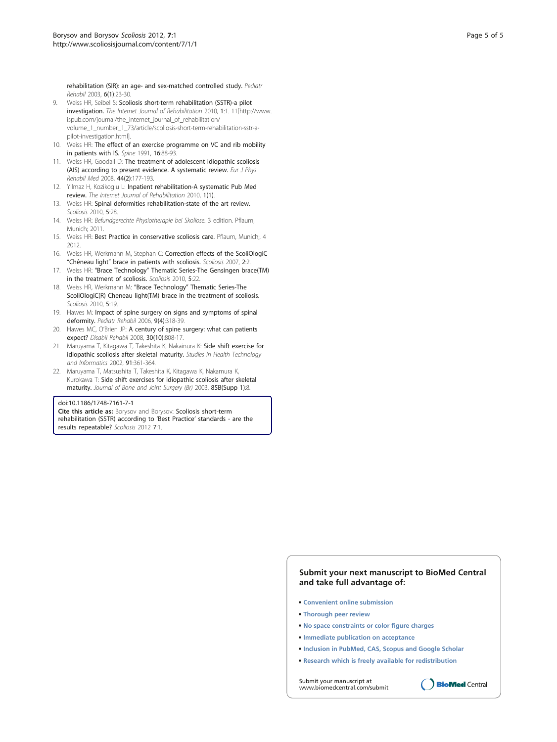rehabilitation (SIR): an age- and sex-matched controlled study. *Pediatr Rehabil* 2003, **6(1)**:23-30.

9. Weiss HR, Seibel S: **Scoliosis short-term rehabilitation (SSTR)-a pilot investigation.** *The Internet Journal of Rehabilitation* 2010, **1**:1. 11[http://www.ispub.com/journal/the_internet_journal_of_rehabilitation/volume_1_number_1_73/article/scoliosis-short-term-rehabilitation-sstr-a-pilot-investigation.html].
10. Weiss HR: **The effect of an exercise programme on VC and rib mobility in patients with IS.** *Spine* 1991, **16**:88-93.
11. Weiss HR, Goodall D: **The treatment of adolescent idiopathic scoliosis (AIS) according to present evidence. A systematic review.** *Eur J Phys Rehabil Med* 2008, **44(2)**:177-193.
12. Yilmaz H, Kozikoglu L: **Inpatient rehabilitation-A systematic Pub Med review.** *The Internet Journal of Rehabilitation* 2010, **1(1)**.
13. Weiss HR: **Spinal deformities rehabilitation-state of the art review.** *Scoliosis* 2010, **5**:28.
14. Weiss HR: *Befundgerechte Physiotherapie bei Skoliose.* 3 edition. Pflaum, Munich; 2011.
15. Weiss HR: **Best Practice in conservative scoliosis care.** Pflaum, Munich;, 4 2012.
16. Weiss HR, Werkmann M, Stephan C: **Correction effects of the ScoliOlogiC "Chêneau light" brace in patients with scoliosis.** *Scoliosis* 2007, **2**:2.
17. Weiss HR: **"Brace Technology" Thematic Series-The Gensingen brace(TM) in the treatment of scoliosis.** *Scoliosis* 2010, **5**:22.
18. Weiss HR, Werkmann M: **"Brace Technology" Thematic Series-The ScoliOlogiC(R) Cheneau light(TM) brace in the treatment of scoliosis.** *Scoliosis* 2010, **5**:19.
19. Hawes M: **Impact of spine surgery on signs and symptoms of spinal deformity.** *Pediatr Rehabil* 2006, **9(4)**:318-39.
20. Hawes MC, O'Brien JP: **A century of spine surgery: what can patients expect?** *Disabil Rehabil* 2008, **30(10)**:808-17.
21. Maruyama T, Kitagawa T, Takeshita K, Nakainura K: **Side shift exercise for idiopathic scoliosis after skeletal maturity.** *Studies in Health Technology and Informatics* 2002, **91**:361-364.
22. Maruyama T, Matsushita T, Takeshita K, Kitagawa K, Nakamura K, Kurokawa T: **Side shift exercises for idiopathic scoliosis after skeletal maturity.** *Journal of Bone and Joint Surgery (Br)* 2003, **85B(Supp 1)**:8.

doi:10.1186/1748-7161-7-1

**Cite this article as:** Borysov and Borysov: **Scoliosis short-term rehabilitation (SSTR) according to 'Best Practice' standards - are the results repeatable?** *Scoliosis* 2012 **7**:1.

**Submit your next manuscript to BioMed Central and take full advantage of:**

- Convenient online submission
- Thorough peer review
- No space constraints or color figure charges
- Immediate publication on acceptance
- Inclusion in PubMed, CAS, Scopus and Google Scholar
- Research which is freely available for redistribution

Submit your manuscript at www.biomedcentral.com/submit

BioMed Central